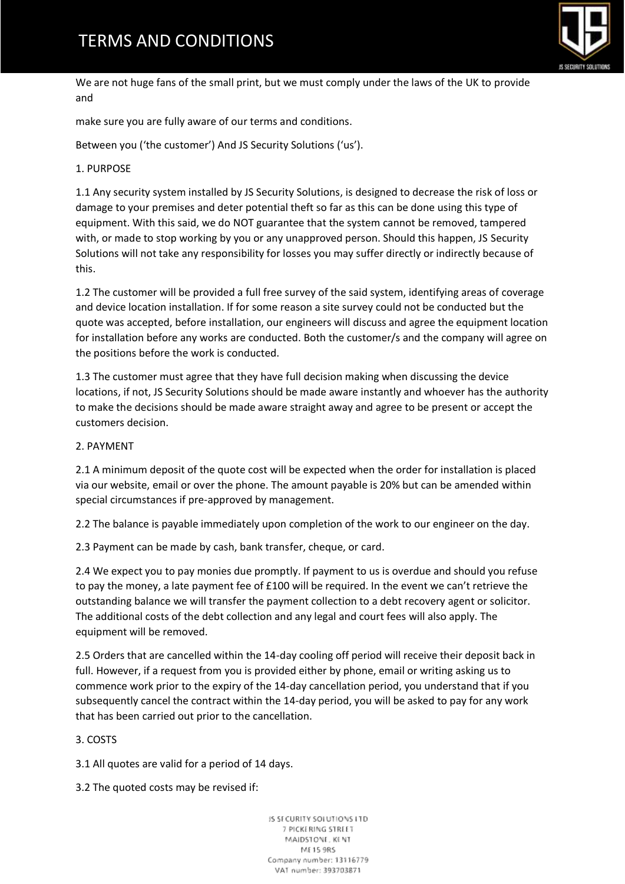# TERMS AND CONDITIONS

We are not huge fans of the small print, but we must comply under the laws of the UK to provide and

make sure you are fully aware of our terms and conditions.

Between you ('the customer') And JS Security Solutions ('us').

1. PURPOSE

1.1 Any security system installed by JS Security Solutions, is designed to decrease the risk of loss or damage to your premises and deter potential theft so far as this can be done using this type of equipment. With this said, we do NOT guarantee that the system cannot be removed, tampered with, or made to stop working by you or any unapproved person. Should this happen, JS Security Solutions will not take any responsibility for losses you may suffer directly or indirectly because of this.

1.2 The customer will be provided a full free survey of the said system, identifying areas of coverage and device location installation. If for some reason a site survey could not be conducted but the quote was accepted, before installation, our engineers will discuss and agree the equipment location for installation before any works are conducted. Both the customer/s and the company will agree on the positions before the work is conducted.

1.3 The customer must agree that they have full decision making when discussing the device locations, if not, JS Security Solutions should be made aware instantly and whoever has the authority to make the decisions should be made aware straight away and agree to be present or accept the customers decision.

2. PAYMENT

2.1 A minimum deposit of the quote cost will be expected when the order for installation is placed via our website, email or over the phone. The amount payable is 20% but can be amended within special circumstances if pre-approved by management.

2.2 The balance is payable immediately upon completion of the work to our engineer on the day.

2.3 Payment can be made by cash, bank transfer, cheque, or card.

2.4 We expect you to pay monies due promptly. If payment to us is overdue and should you refuse to pay the money, a late payment fee of £100 will be required. In the event we can't retrieve the outstanding balance we will transfer the payment collection to a debt recovery agent or solicitor. The additional costs of the debt collection and any legal and court fees will also apply. The equipment will be removed.

2.5 Orders that are cancelled within the 14-day cooling off period will receive their deposit back in full. However, if a request from you is provided either by phone, email or writing asking us to commence work prior to the expiry of the 14-day cancellation period, you understand that if you subsequently cancel the contract within the 14-day period, you will be asked to pay for any work that has been carried out prior to the cancellation.

3. COSTS

3.1 All quotes are valid for a period of 14 days.

3.2 The quoted costs may be revised if: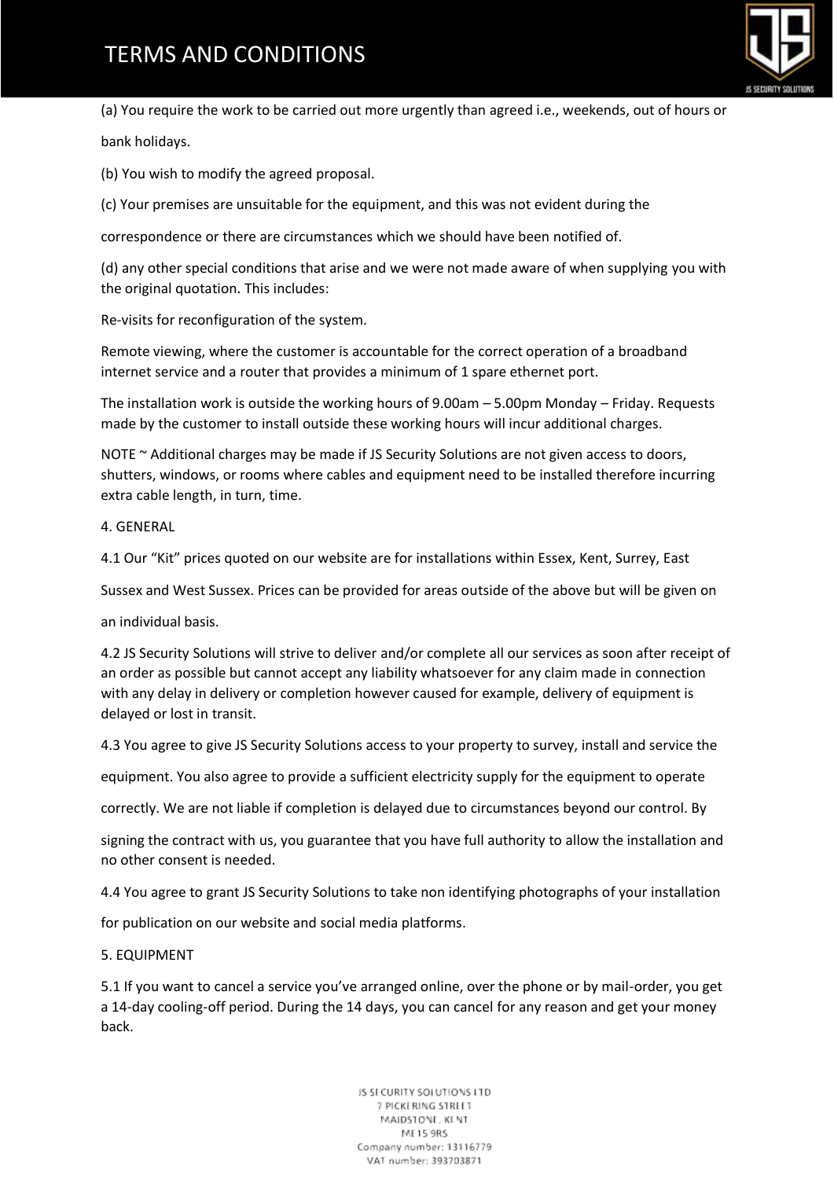(a) You require the work to be carried out more urgently than agreed i.e., weekends, out of hours or bank holidays.

(b) You wish to modify the agreed proposal.

(c) Your premises are unsuitable for the equipment, and this was not evident during the correspondence or there are circumstances which we should have been notified of.

(d) any other special conditions that arise and we were not made aware of when supplying you with the original quotation. This includes:

Re-visits for reconfiguration of the system.

Remote viewing, where the customer is accountable for the correct operation of a broadband internet service and a router that provides a minimum of 1 spare ethernet port.

The installation work is outside the working hours of 9.00am – 5.00pm Monday – Friday. Requests made by the customer to install outside these working hours will incur additional charges.

NOTE ~ Additional charges may be made if JS Security Solutions are not given access to doors, shutters, windows, or rooms where cables and equipment need to be installed therefore incurring extra cable length, in turn, time.

## 4. GENERAL

4.1 Our "Kit" prices quoted on our website are for installations within Essex, Kent, Surrey, East Sussex and West Sussex. Prices can be provided for areas outside of the above but will be given on an individual basis.

4.2 JS Security Solutions will strive to deliver and/or complete all our services as soon after receipt of an order as possible but cannot accept any liability whatsoever for any claim made in connection with any delay in delivery or completion however caused for example, delivery of equipment is delayed or lost in transit.

4.3 You agree to give JS Security Solutions access to your property to survey, install and service the equipment. You also agree to provide a sufficient electricity supply for the equipment to operate correctly. We are not liable if completion is delayed due to circumstances beyond our control. By signing the contract with us, you guarantee that you have full authority to allow the installation and no other consent is needed.

4.4 You agree to grant JS Security Solutions to take non identifying photographs of your installation for publication on our website and social media platforms.

## 5. EQUIPMENT

5.1 If you want to cancel a service you've arranged online, over the phone or by mail-order, you get a 14-day cooling-off period. During the 14 days, you can cancel for any reason and get your money back.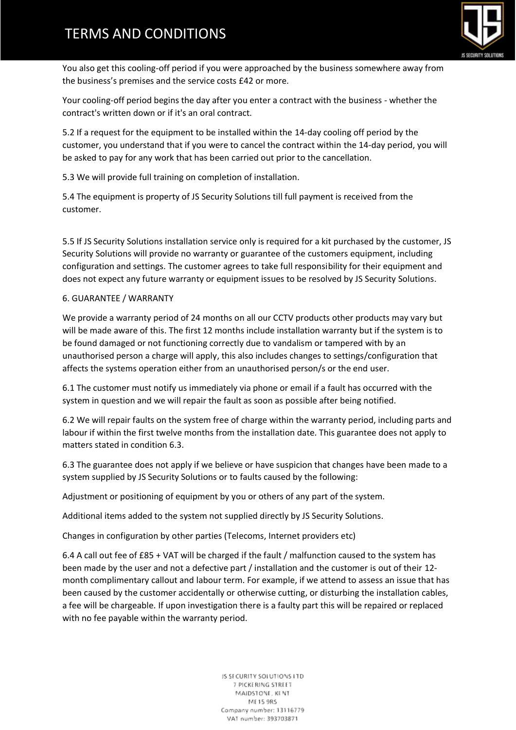You also get this cooling-off period if you were approached by the business somewhere away from the business's premises and the service costs £42 or more.

Your cooling-off period begins the day after you enter a contract with the business - whether the contract's written down or if it's an oral contract.

5.2 If a request for the equipment to be installed within the 14-day cooling off period by the customer, you understand that if you were to cancel the contract within the 14-day period, you will be asked to pay for any work that has been carried out prior to the cancellation.

5.3 We will provide full training on completion of installation.

5.4 The equipment is property of JS Security Solutions till full payment is received from the customer.

5.5 If JS Security Solutions installation service only is required for a kit purchased by the customer, JS Security Solutions will provide no warranty or guarantee of the customers equipment, including configuration and settings. The customer agrees to take full responsibility for their equipment and does not expect any future warranty or equipment issues to be resolved by JS Security Solutions.

6. GUARANTEE / WARRANTY

We provide a warranty period of 24 months on all our CCTV products other products may vary but will be made aware of this. The first 12 months include installation warranty but if the system is to be found damaged or not functioning correctly due to vandalism or tampered with by an unauthorised person a charge will apply, this also includes changes to settings/configuration that affects the systems operation either from an unauthorised person/s or the end user.

6.1 The customer must notify us immediately via phone or email if a fault has occurred with the system in question and we will repair the fault as soon as possible after being notified.

6.2 We will repair faults on the system free of charge within the warranty period, including parts and labour if within the first twelve months from the installation date. This guarantee does not apply to matters stated in condition 6.3.

6.3 The guarantee does not apply if we believe or have suspicion that changes have been made to a system supplied by JS Security Solutions or to faults caused by the following:

Adjustment or positioning of equipment by you or others of any part of the system.

Additional items added to the system not supplied directly by JS Security Solutions.

Changes in configuration by other parties (Telecoms, Internet providers etc)

6.4 A call out fee of £85 + VAT will be charged if the fault / malfunction caused to the system has been made by the user and not a defective part / installation and the customer is out of their 12-month complimentary callout and labour term. For example, if we attend to assess an issue that has been caused by the customer accidentally or otherwise cutting, or disturbing the installation cables, a fee will be chargeable. If upon investigation there is a faulty part this will be repaired or replaced with no fee payable within the warranty period.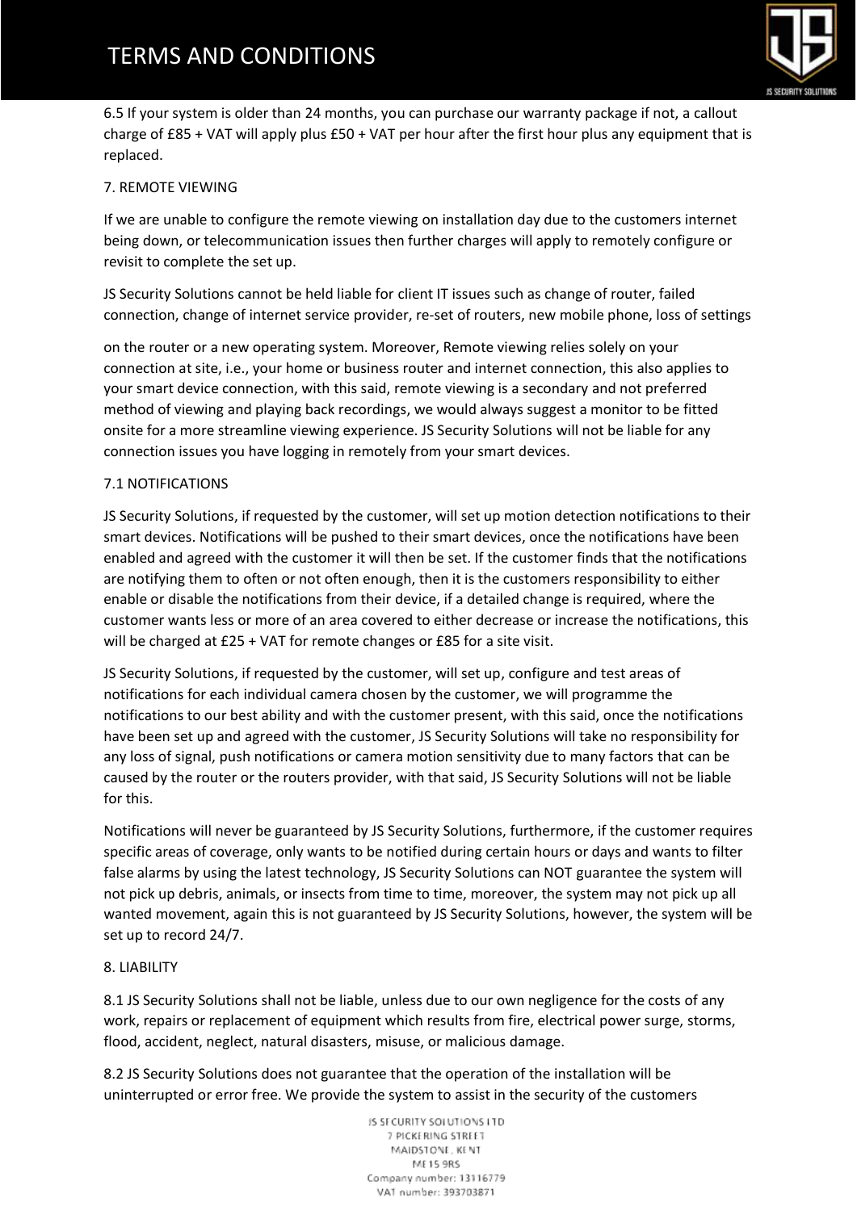6.5 If your system is older than 24 months, you can purchase our warranty package if not, a callout charge of £85 + VAT will apply plus £50 + VAT per hour after the first hour plus any equipment that is replaced.

7. REMOTE VIEWING

If we are unable to configure the remote viewing on installation day due to the customers internet being down, or telecommunication issues then further charges will apply to remotely configure or revisit to complete the set up.

JS Security Solutions cannot be held liable for client IT issues such as change of router, failed connection, change of internet service provider, re-set of routers, new mobile phone, loss of settings

on the router or a new operating system. Moreover, Remote viewing relies solely on your connection at site, i.e., your home or business router and internet connection, this also applies to your smart device connection, with this said, remote viewing is a secondary and not preferred method of viewing and playing back recordings, we would always suggest a monitor to be fitted onsite for a more streamline viewing experience. JS Security Solutions will not be liable for any connection issues you have logging in remotely from your smart devices.

7.1 NOTIFICATIONS

JS Security Solutions, if requested by the customer, will set up motion detection notifications to their smart devices. Notifications will be pushed to their smart devices, once the notifications have been enabled and agreed with the customer it will then be set. If the customer finds that the notifications are notifying them to often or not often enough, then it is the customers responsibility to either enable or disable the notifications from their device, if a detailed change is required, where the customer wants less or more of an area covered to either decrease or increase the notifications, this will be charged at £25 + VAT for remote changes or £85 for a site visit.

JS Security Solutions, if requested by the customer, will set up, configure and test areas of notifications for each individual camera chosen by the customer, we will programme the notifications to our best ability and with the customer present, with this said, once the notifications have been set up and agreed with the customer, JS Security Solutions will take no responsibility for any loss of signal, push notifications or camera motion sensitivity due to many factors that can be caused by the router or the routers provider, with that said, JS Security Solutions will not be liable for this.

Notifications will never be guaranteed by JS Security Solutions, furthermore, if the customer requires specific areas of coverage, only wants to be notified during certain hours or days and wants to filter false alarms by using the latest technology, JS Security Solutions can NOT guarantee the system will not pick up debris, animals, or insects from time to time, moreover, the system may not pick up all wanted movement, again this is not guaranteed by JS Security Solutions, however, the system will be set up to record 24/7.

8. LIABILITY

8.1 JS Security Solutions shall not be liable, unless due to our own negligence for the costs of any work, repairs or replacement of equipment which results from fire, electrical power surge, storms, flood, accident, neglect, natural disasters, misuse, or malicious damage.

8.2 JS Security Solutions does not guarantee that the operation of the installation will be uninterrupted or error free. We provide the system to assist in the security of the customers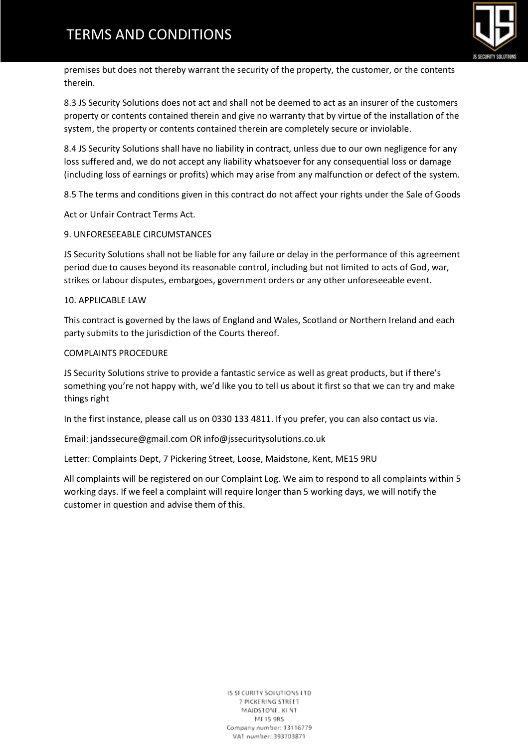premises but does not thereby warrant the security of the property, the customer, or the contents therein.

8.3 JS Security Solutions does not act and shall not be deemed to act as an insurer of the customers property or contents contained therein and give no warranty that by virtue of the installation of the system, the property or contents contained therein are completely secure or inviolable.

8.4 JS Security Solutions shall have no liability in contract, unless due to our own negligence for any loss suffered and, we do not accept any liability whatsoever for any consequential loss or damage (including loss of earnings or profits) which may arise from any malfunction or defect of the system.

8.5 The terms and conditions given in this contract do not affect your rights under the Sale of Goods

Act or Unfair Contract Terms Act.

9. UNFORESEEABLE CIRCUMSTANCES

JS Security Solutions shall not be liable for any failure or delay in the performance of this agreement period due to causes beyond its reasonable control, including but not limited to acts of God, war, strikes or labour disputes, embargoes, government orders or any other unforeseeable event.

10. APPLICABLE LAW

This contract is governed by the laws of England and Wales, Scotland or Northern Ireland and each party submits to the jurisdiction of the Courts thereof.

COMPLAINTS PROCEDURE

JS Security Solutions strive to provide a fantastic service as well as great products, but if there's something you're not happy with, we'd like you to tell us about it first so that we can try and make things right

In the first instance, please call us on 0330 133 4811. If you prefer, you can also contact us via.

Email: jandssecure@gmail.com OR info@jssecuritysolutions.co.uk

Letter: Complaints Dept, 7 Pickering Street, Loose, Maidstone, Kent, ME15 9RU

All complaints will be registered on our Complaint Log. We aim to respond to all complaints within 5 working days. If we feel a complaint will require longer than 5 working days, we will notify the customer in question and advise them of this.

JS SECURITY SOLUTIONS LTD
7 PICKERING STREET
MAIDSTONE, KENT
ME15 9RS
Company number: 13116779
VAT number: 393703871